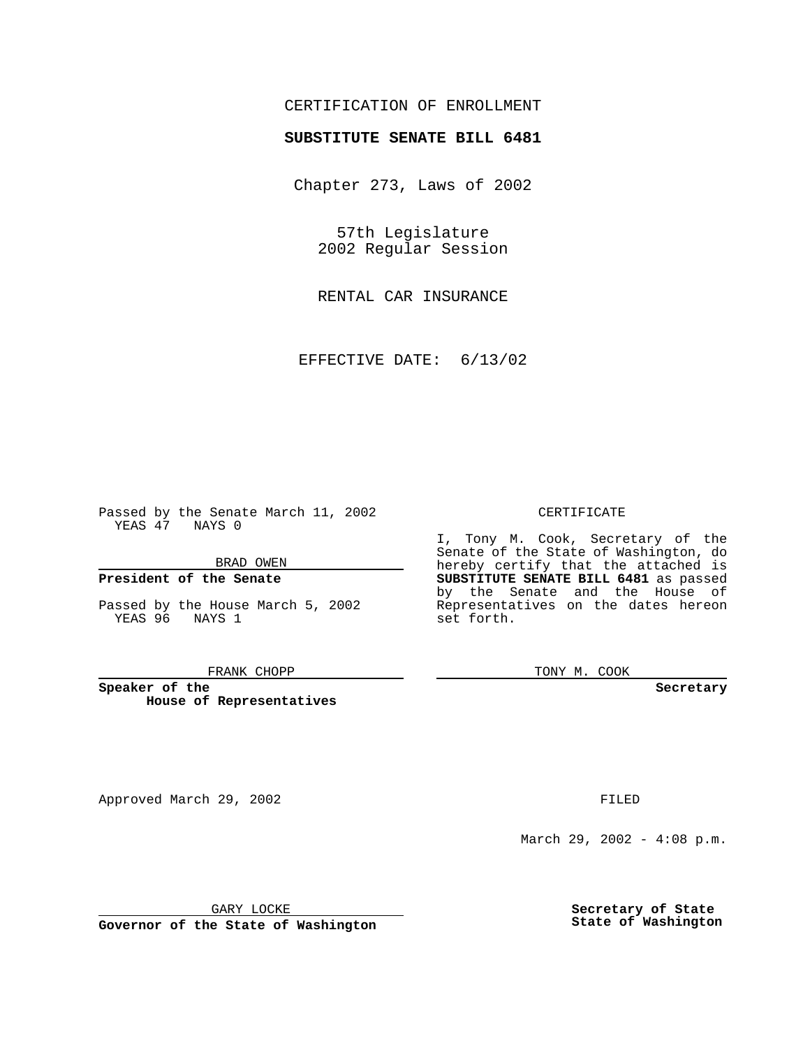CERTIFICATION OF ENROLLMENT

**SUBSTITUTE SENATE BILL 6481**

Chapter 273, Laws of 2002

57th Legislature
2002 Regular Session

RENTAL CAR INSURANCE

EFFECTIVE DATE: 6/13/02

Passed by the Senate March 11, 2002
YEAS 47 NAYS 0

BRAD OWEN

**President of the Senate**

Passed by the House March 5, 2002
YEAS 96 NAYS 1

FRANK CHOPP

**Speaker of the House of Representatives**

CERTIFICATE

I, Tony M. Cook, Secretary of the Senate of the State of Washington, do hereby certify that the attached is **SUBSTITUTE SENATE BILL 6481** as passed by the Senate and the House of Representatives on the dates hereon set forth.

TONY M. COOK

**Secretary**

Approved March 29, 2002

GARY LOCKE

**Governor of the State of Washington**

FILED

March 29, 2002 - 4:08 p.m.

**Secretary of State**
**State of Washington**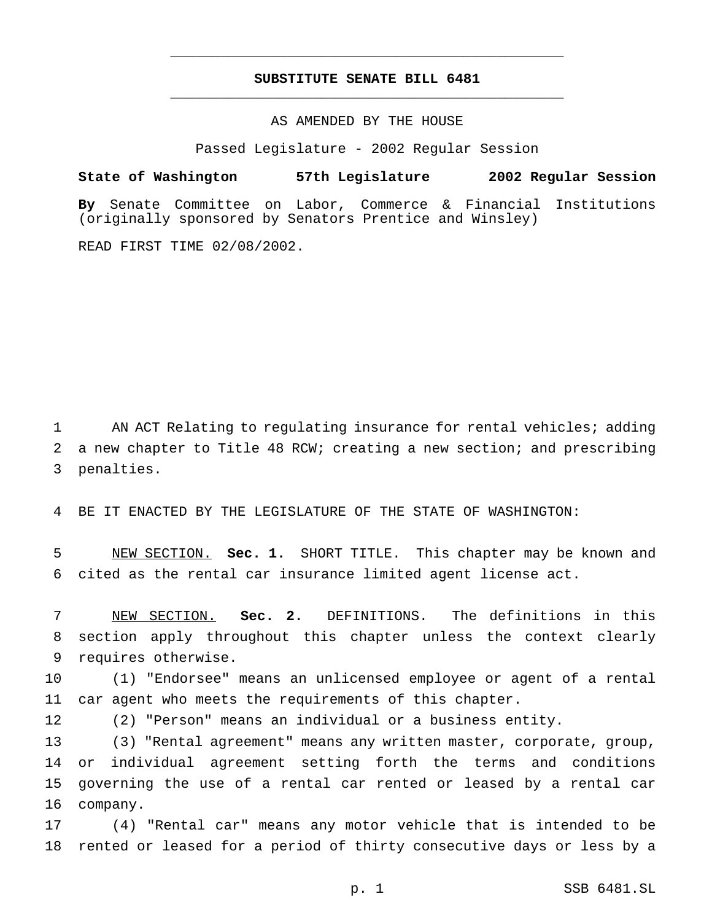# SUBSTITUTE SENATE BILL 6481

AS AMENDED BY THE HOUSE

Passed Legislature - 2002 Regular Session

**State of Washington 57th Legislature 2002 Regular Session**

**By** Senate Committee on Labor, Commerce & Financial Institutions (originally sponsored by Senators Prentice and Winsley)

READ FIRST TIME 02/08/2002.

AN ACT Relating to regulating insurance for rental vehicles; adding a new chapter to Title 48 RCW; creating a new section; and prescribing penalties.

BE IT ENACTED BY THE LEGISLATURE OF THE STATE OF WASHINGTON:

NEW SECTION. **Sec. 1.** SHORT TITLE. This chapter may be known and cited as the rental car insurance limited agent license act.

NEW SECTION. **Sec. 2.** DEFINITIONS. The definitions in this section apply throughout this chapter unless the context clearly requires otherwise.

(1) "Endorsee" means an unlicensed employee or agent of a rental car agent who meets the requirements of this chapter.

(2) "Person" means an individual or a business entity.

(3) "Rental agreement" means any written master, corporate, group, or individual agreement setting forth the terms and conditions governing the use of a rental car rented or leased by a rental car company.

(4) "Rental car" means any motor vehicle that is intended to be rented or leased for a period of thirty consecutive days or less by a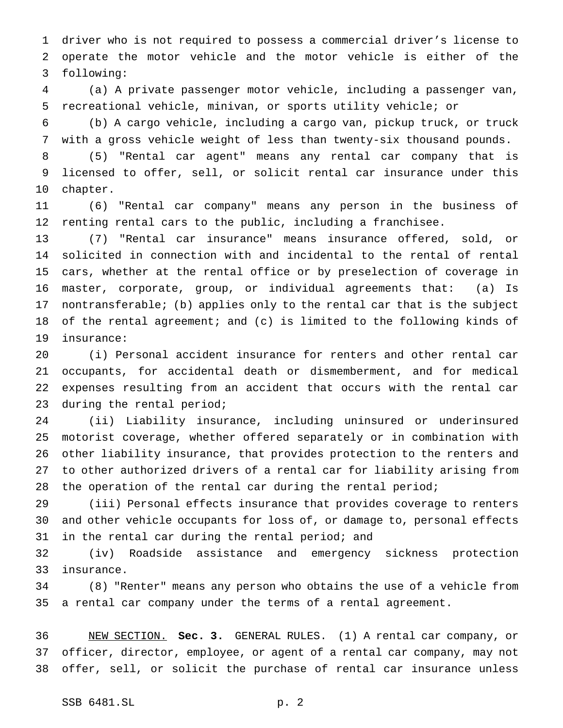driver who is not required to possess a commercial driver's license to operate the motor vehicle and the motor vehicle is either of the following:

(a) A private passenger motor vehicle, including a passenger van, recreational vehicle, minivan, or sports utility vehicle; or

(b) A cargo vehicle, including a cargo van, pickup truck, or truck with a gross vehicle weight of less than twenty-six thousand pounds.

(5) "Rental car agent" means any rental car company that is licensed to offer, sell, or solicit rental car insurance under this chapter.

(6) "Rental car company" means any person in the business of renting rental cars to the public, including a franchisee.

(7) "Rental car insurance" means insurance offered, sold, or solicited in connection with and incidental to the rental of rental cars, whether at the rental office or by preselection of coverage in master, corporate, group, or individual agreements that: (a) Is nontransferable; (b) applies only to the rental car that is the subject of the rental agreement; and (c) is limited to the following kinds of insurance:

(i) Personal accident insurance for renters and other rental car occupants, for accidental death or dismemberment, and for medical expenses resulting from an accident that occurs with the rental car during the rental period;

(ii) Liability insurance, including uninsured or underinsured motorist coverage, whether offered separately or in combination with other liability insurance, that provides protection to the renters and to other authorized drivers of a rental car for liability arising from the operation of the rental car during the rental period;

(iii) Personal effects insurance that provides coverage to renters and other vehicle occupants for loss of, or damage to, personal effects in the rental car during the rental period; and

(iv) Roadside assistance and emergency sickness protection insurance.

(8) "Renter" means any person who obtains the use of a vehicle from a rental car company under the terms of a rental agreement.

NEW SECTION. **Sec. 3.** GENERAL RULES. (1) A rental car company, or officer, director, employee, or agent of a rental car company, may not offer, sell, or solicit the purchase of rental car insurance unless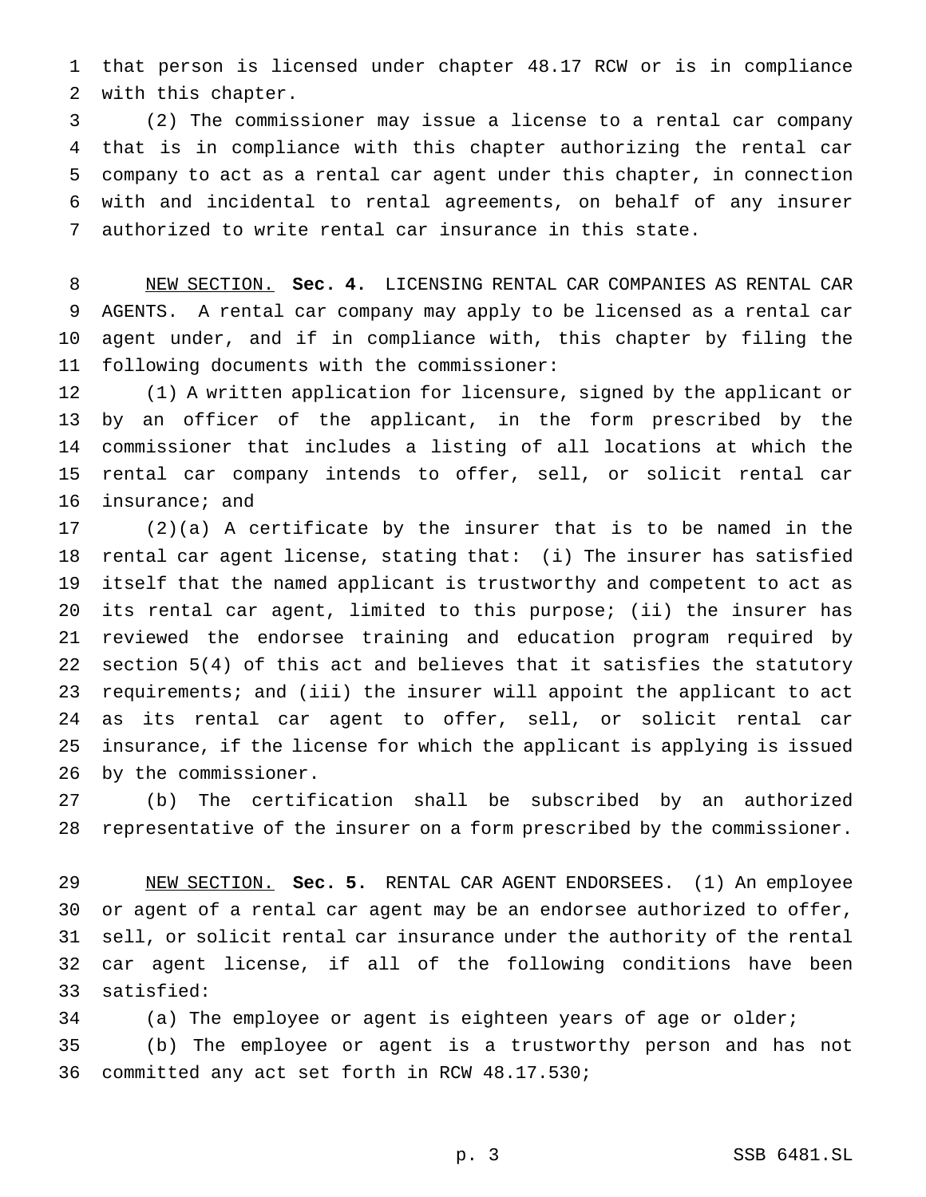that person is licensed under chapter 48.17 RCW or is in compliance with this chapter.

(2) The commissioner may issue a license to a rental car company that is in compliance with this chapter authorizing the rental car company to act as a rental car agent under this chapter, in connection with and incidental to rental agreements, on behalf of any insurer authorized to write rental car insurance in this state.

NEW SECTION. **Sec. 4.** LICENSING RENTAL CAR COMPANIES AS RENTAL CAR AGENTS. A rental car company may apply to be licensed as a rental car agent under, and if in compliance with, this chapter by filing the following documents with the commissioner:

(1) A written application for licensure, signed by the applicant or by an officer of the applicant, in the form prescribed by the commissioner that includes a listing of all locations at which the rental car company intends to offer, sell, or solicit rental car insurance; and

(2)(a) A certificate by the insurer that is to be named in the rental car agent license, stating that: (i) The insurer has satisfied itself that the named applicant is trustworthy and competent to act as its rental car agent, limited to this purpose; (ii) the insurer has reviewed the endorsee training and education program required by section 5(4) of this act and believes that it satisfies the statutory requirements; and (iii) the insurer will appoint the applicant to act as its rental car agent to offer, sell, or solicit rental car insurance, if the license for which the applicant is applying is issued by the commissioner.

(b) The certification shall be subscribed by an authorized representative of the insurer on a form prescribed by the commissioner.

NEW SECTION. **Sec. 5.** RENTAL CAR AGENT ENDORSEES. (1) An employee or agent of a rental car agent may be an endorsee authorized to offer, sell, or solicit rental car insurance under the authority of the rental car agent license, if all of the following conditions have been satisfied:

(a) The employee or agent is eighteen years of age or older;

(b) The employee or agent is a trustworthy person and has not committed any act set forth in RCW 48.17.530;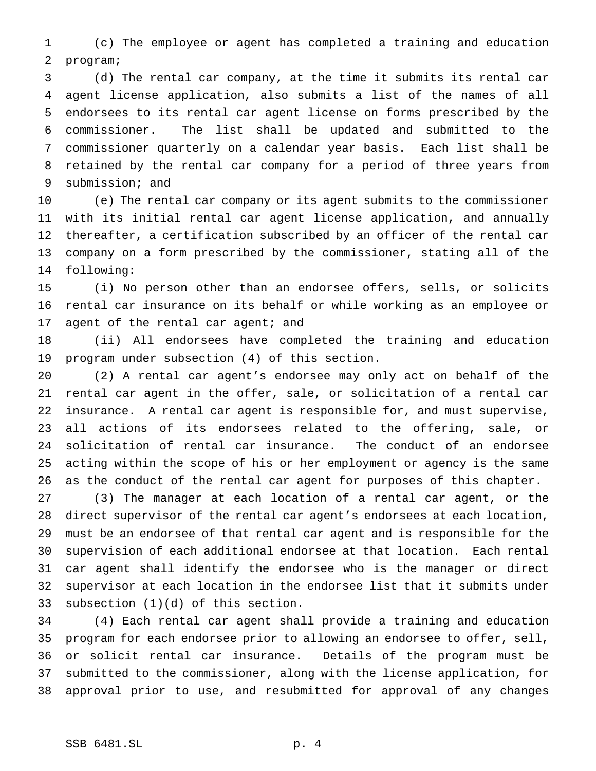(c) The employee or agent has completed a training and education program;

(d) The rental car company, at the time it submits its rental car agent license application, also submits a list of the names of all endorsees to its rental car agent license on forms prescribed by the commissioner. The list shall be updated and submitted to the commissioner quarterly on a calendar year basis. Each list shall be retained by the rental car company for a period of three years from submission; and

(e) The rental car company or its agent submits to the commissioner with its initial rental car agent license application, and annually thereafter, a certification subscribed by an officer of the rental car company on a form prescribed by the commissioner, stating all of the following:

(i) No person other than an endorsee offers, sells, or solicits rental car insurance on its behalf or while working as an employee or agent of the rental car agent; and

(ii) All endorsees have completed the training and education program under subsection (4) of this section.

(2) A rental car agent's endorsee may only act on behalf of the rental car agent in the offer, sale, or solicitation of a rental car insurance. A rental car agent is responsible for, and must supervise, all actions of its endorsees related to the offering, sale, or solicitation of rental car insurance. The conduct of an endorsee acting within the scope of his or her employment or agency is the same as the conduct of the rental car agent for purposes of this chapter.

(3) The manager at each location of a rental car agent, or the direct supervisor of the rental car agent's endorsees at each location, must be an endorsee of that rental car agent and is responsible for the supervision of each additional endorsee at that location. Each rental car agent shall identify the endorsee who is the manager or direct supervisor at each location in the endorsee list that it submits under subsection (1)(d) of this section.

(4) Each rental car agent shall provide a training and education program for each endorsee prior to allowing an endorsee to offer, sell, or solicit rental car insurance. Details of the program must be submitted to the commissioner, along with the license application, for approval prior to use, and resubmitted for approval of any changes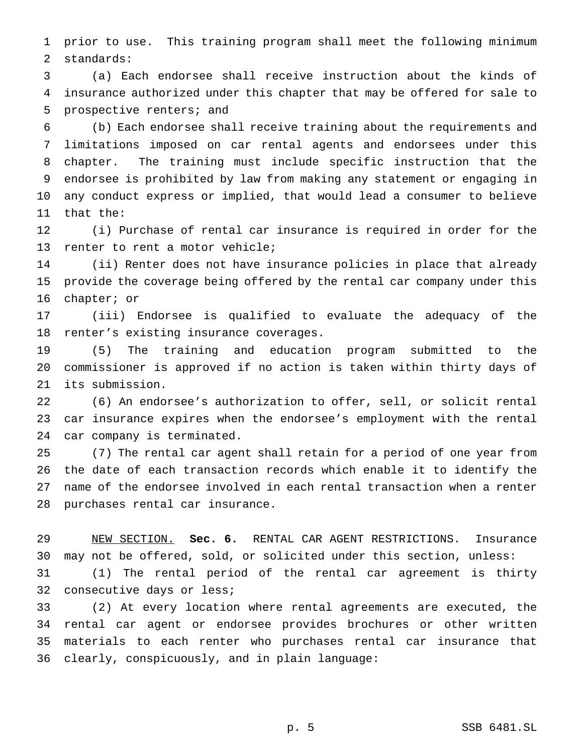prior to use. This training program shall meet the following minimum standards:

(a) Each endorsee shall receive instruction about the kinds of insurance authorized under this chapter that may be offered for sale to prospective renters; and

(b) Each endorsee shall receive training about the requirements and limitations imposed on car rental agents and endorsees under this chapter. The training must include specific instruction that the endorsee is prohibited by law from making any statement or engaging in any conduct express or implied, that would lead a consumer to believe that the:

(i) Purchase of rental car insurance is required in order for the renter to rent a motor vehicle;

(ii) Renter does not have insurance policies in place that already provide the coverage being offered by the rental car company under this chapter; or

(iii) Endorsee is qualified to evaluate the adequacy of the renter's existing insurance coverages.

(5) The training and education program submitted to the commissioner is approved if no action is taken within thirty days of its submission.

(6) An endorsee's authorization to offer, sell, or solicit rental car insurance expires when the endorsee's employment with the rental car company is terminated.

(7) The rental car agent shall retain for a period of one year from the date of each transaction records which enable it to identify the name of the endorsee involved in each rental transaction when a renter purchases rental car insurance.

NEW SECTION. **Sec. 6.** RENTAL CAR AGENT RESTRICTIONS. Insurance may not be offered, sold, or solicited under this section, unless:

(1) The rental period of the rental car agreement is thirty consecutive days or less;

(2) At every location where rental agreements are executed, the rental car agent or endorsee provides brochures or other written materials to each renter who purchases rental car insurance that clearly, conspicuously, and in plain language: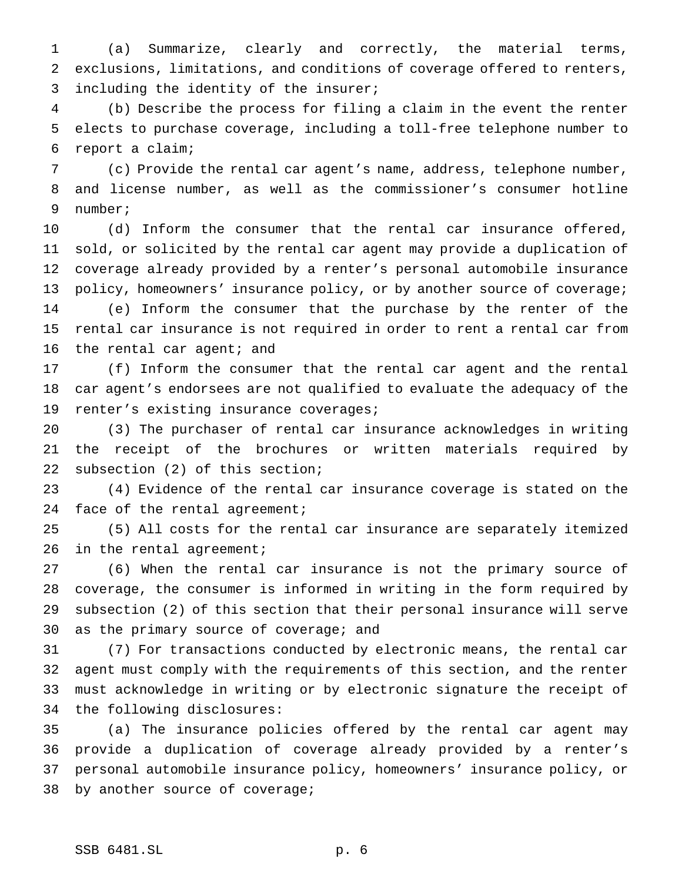(a) Summarize, clearly and correctly, the material terms, exclusions, limitations, and conditions of coverage offered to renters, including the identity of the insurer;

(b) Describe the process for filing a claim in the event the renter elects to purchase coverage, including a toll-free telephone number to report a claim;

(c) Provide the rental car agent's name, address, telephone number, and license number, as well as the commissioner's consumer hotline number;

(d) Inform the consumer that the rental car insurance offered, sold, or solicited by the rental car agent may provide a duplication of coverage already provided by a renter's personal automobile insurance policy, homeowners' insurance policy, or by another source of coverage;

(e) Inform the consumer that the purchase by the renter of the rental car insurance is not required in order to rent a rental car from the rental car agent; and

(f) Inform the consumer that the rental car agent and the rental car agent's endorsees are not qualified to evaluate the adequacy of the renter's existing insurance coverages;

(3) The purchaser of rental car insurance acknowledges in writing the receipt of the brochures or written materials required by subsection (2) of this section;

(4) Evidence of the rental car insurance coverage is stated on the face of the rental agreement;

(5) All costs for the rental car insurance are separately itemized in the rental agreement;

(6) When the rental car insurance is not the primary source of coverage, the consumer is informed in writing in the form required by subsection (2) of this section that their personal insurance will serve as the primary source of coverage; and

(7) For transactions conducted by electronic means, the rental car agent must comply with the requirements of this section, and the renter must acknowledge in writing or by electronic signature the receipt of the following disclosures:

(a) The insurance policies offered by the rental car agent may provide a duplication of coverage already provided by a renter's personal automobile insurance policy, homeowners' insurance policy, or by another source of coverage;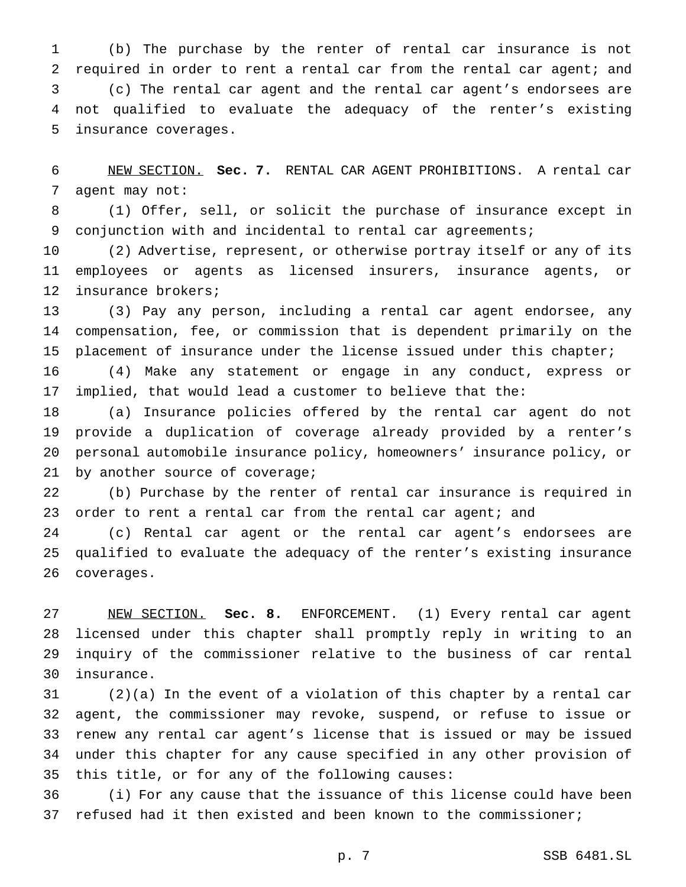(b) The purchase by the renter of rental car insurance is not required in order to rent a rental car from the rental car agent; and

(c) The rental car agent and the rental car agent's endorsees are not qualified to evaluate the adequacy of the renter's existing insurance coverages.

NEW SECTION. **Sec. 7.** RENTAL CAR AGENT PROHIBITIONS. A rental car agent may not:

(1) Offer, sell, or solicit the purchase of insurance except in conjunction with and incidental to rental car agreements;

(2) Advertise, represent, or otherwise portray itself or any of its employees or agents as licensed insurers, insurance agents, or insurance brokers;

(3) Pay any person, including a rental car agent endorsee, any compensation, fee, or commission that is dependent primarily on the placement of insurance under the license issued under this chapter;

(4) Make any statement or engage in any conduct, express or implied, that would lead a customer to believe that the:

(a) Insurance policies offered by the rental car agent do not provide a duplication of coverage already provided by a renter's personal automobile insurance policy, homeowners' insurance policy, or by another source of coverage;

(b) Purchase by the renter of rental car insurance is required in order to rent a rental car from the rental car agent; and

(c) Rental car agent or the rental car agent's endorsees are qualified to evaluate the adequacy of the renter's existing insurance coverages.

NEW SECTION. **Sec. 8.** ENFORCEMENT. (1) Every rental car agent licensed under this chapter shall promptly reply in writing to an inquiry of the commissioner relative to the business of car rental insurance.

(2)(a) In the event of a violation of this chapter by a rental car agent, the commissioner may revoke, suspend, or refuse to issue or renew any rental car agent's license that is issued or may be issued under this chapter for any cause specified in any other provision of this title, or for any of the following causes:

(i) For any cause that the issuance of this license could have been refused had it then existed and been known to the commissioner;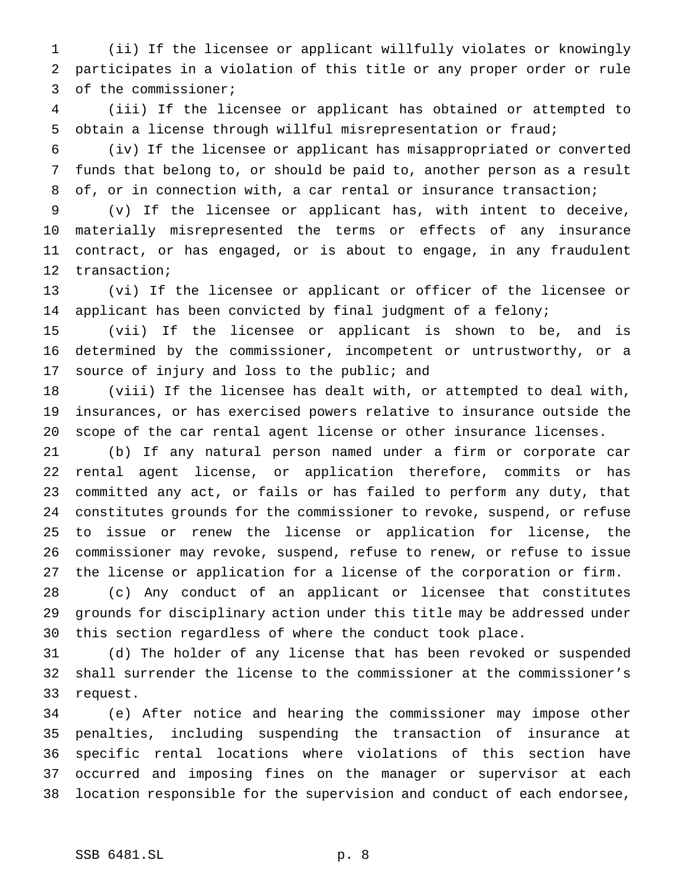(ii) If the licensee or applicant willfully violates or knowingly participates in a violation of this title or any proper order or rule of the commissioner;

(iii) If the licensee or applicant has obtained or attempted to obtain a license through willful misrepresentation or fraud;

(iv) If the licensee or applicant has misappropriated or converted funds that belong to, or should be paid to, another person as a result of, or in connection with, a car rental or insurance transaction;

(v) If the licensee or applicant has, with intent to deceive, materially misrepresented the terms or effects of any insurance contract, or has engaged, or is about to engage, in any fraudulent transaction;

(vi) If the licensee or applicant or officer of the licensee or applicant has been convicted by final judgment of a felony;

(vii) If the licensee or applicant is shown to be, and is determined by the commissioner, incompetent or untrustworthy, or a source of injury and loss to the public; and

(viii) If the licensee has dealt with, or attempted to deal with, insurances, or has exercised powers relative to insurance outside the scope of the car rental agent license or other insurance licenses.

(b) If any natural person named under a firm or corporate car rental agent license, or application therefore, commits or has committed any act, or fails or has failed to perform any duty, that constitutes grounds for the commissioner to revoke, suspend, or refuse to issue or renew the license or application for license, the commissioner may revoke, suspend, refuse to renew, or refuse to issue the license or application for a license of the corporation or firm.

(c) Any conduct of an applicant or licensee that constitutes grounds for disciplinary action under this title may be addressed under this section regardless of where the conduct took place.

(d) The holder of any license that has been revoked or suspended shall surrender the license to the commissioner at the commissioner's request.

(e) After notice and hearing the commissioner may impose other penalties, including suspending the transaction of insurance at specific rental locations where violations of this section have occurred and imposing fines on the manager or supervisor at each location responsible for the supervision and conduct of each endorsee,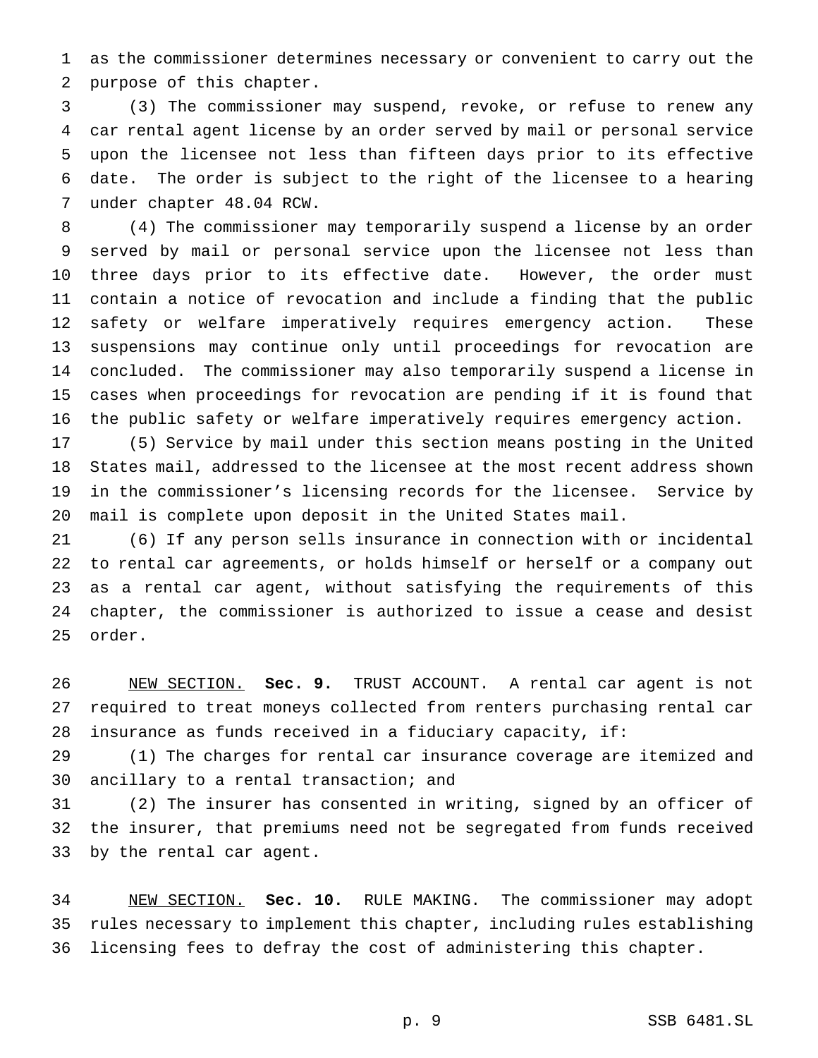as the commissioner determines necessary or convenient to carry out the purpose of this chapter.

(3) The commissioner may suspend, revoke, or refuse to renew any car rental agent license by an order served by mail or personal service upon the licensee not less than fifteen days prior to its effective date. The order is subject to the right of the licensee to a hearing under chapter 48.04 RCW.

(4) The commissioner may temporarily suspend a license by an order served by mail or personal service upon the licensee not less than three days prior to its effective date. However, the order must contain a notice of revocation and include a finding that the public safety or welfare imperatively requires emergency action. These suspensions may continue only until proceedings for revocation are concluded. The commissioner may also temporarily suspend a license in cases when proceedings for revocation are pending if it is found that the public safety or welfare imperatively requires emergency action.

(5) Service by mail under this section means posting in the United States mail, addressed to the licensee at the most recent address shown in the commissioner's licensing records for the licensee. Service by mail is complete upon deposit in the United States mail.

(6) If any person sells insurance in connection with or incidental to rental car agreements, or holds himself or herself or a company out as a rental car agent, without satisfying the requirements of this chapter, the commissioner is authorized to issue a cease and desist order.

NEW SECTION. **Sec. 9.** TRUST ACCOUNT. A rental car agent is not required to treat moneys collected from renters purchasing rental car insurance as funds received in a fiduciary capacity, if:

(1) The charges for rental car insurance coverage are itemized and ancillary to a rental transaction; and

(2) The insurer has consented in writing, signed by an officer of the insurer, that premiums need not be segregated from funds received by the rental car agent.

NEW SECTION. **Sec. 10.** RULE MAKING. The commissioner may adopt rules necessary to implement this chapter, including rules establishing licensing fees to defray the cost of administering this chapter.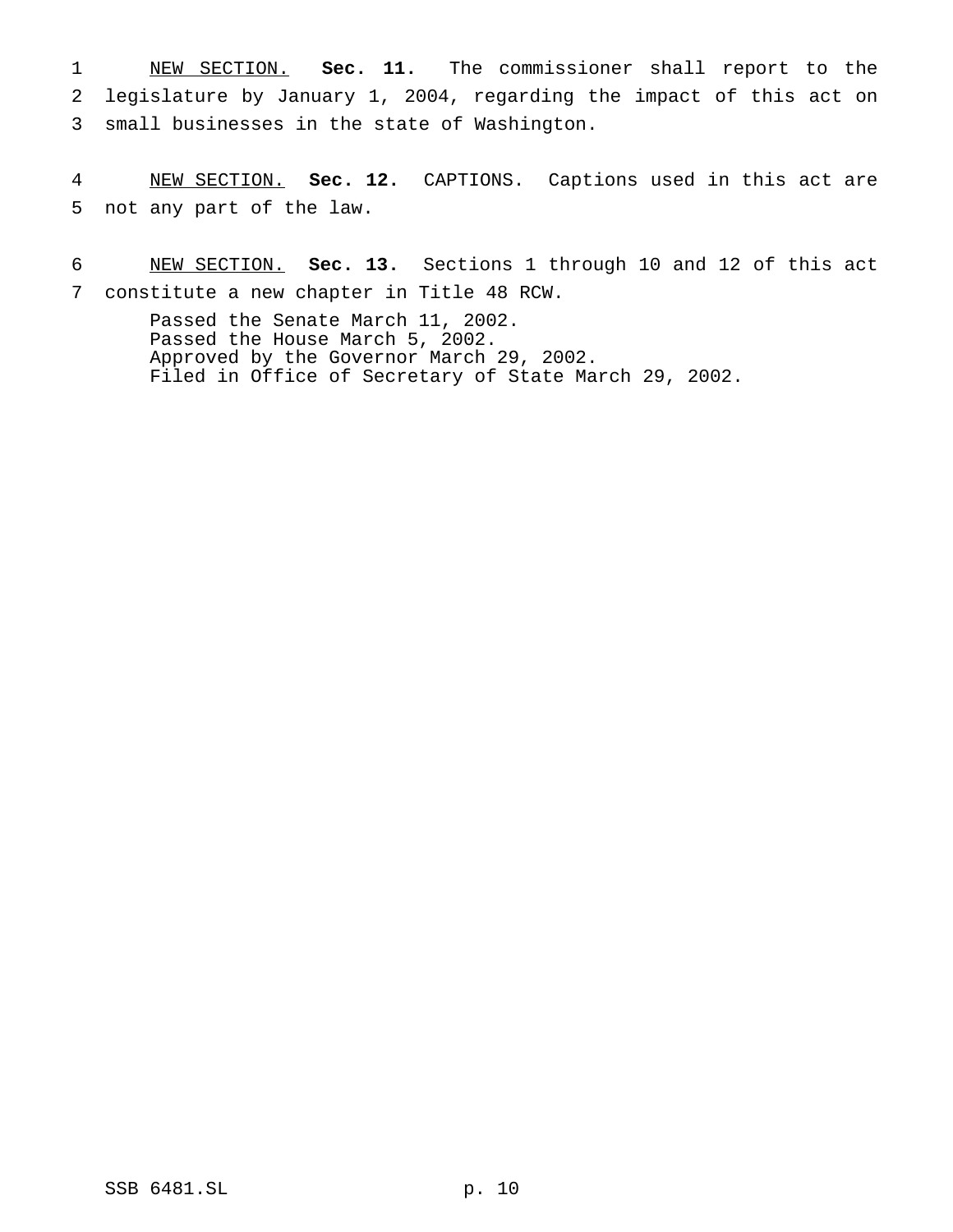NEW SECTION. **Sec. 11.** The commissioner shall report to the legislature by January 1, 2004, regarding the impact of this act on small businesses in the state of Washington.

NEW SECTION. **Sec. 12.** CAPTIONS. Captions used in this act are not any part of the law.

NEW SECTION. **Sec. 13.** Sections 1 through 10 and 12 of this act constitute a new chapter in Title 48 RCW.

Passed the Senate March 11, 2002.
Passed the House March 5, 2002.
Approved by the Governor March 29, 2002.
Filed in Office of Secretary of State March 29, 2002.